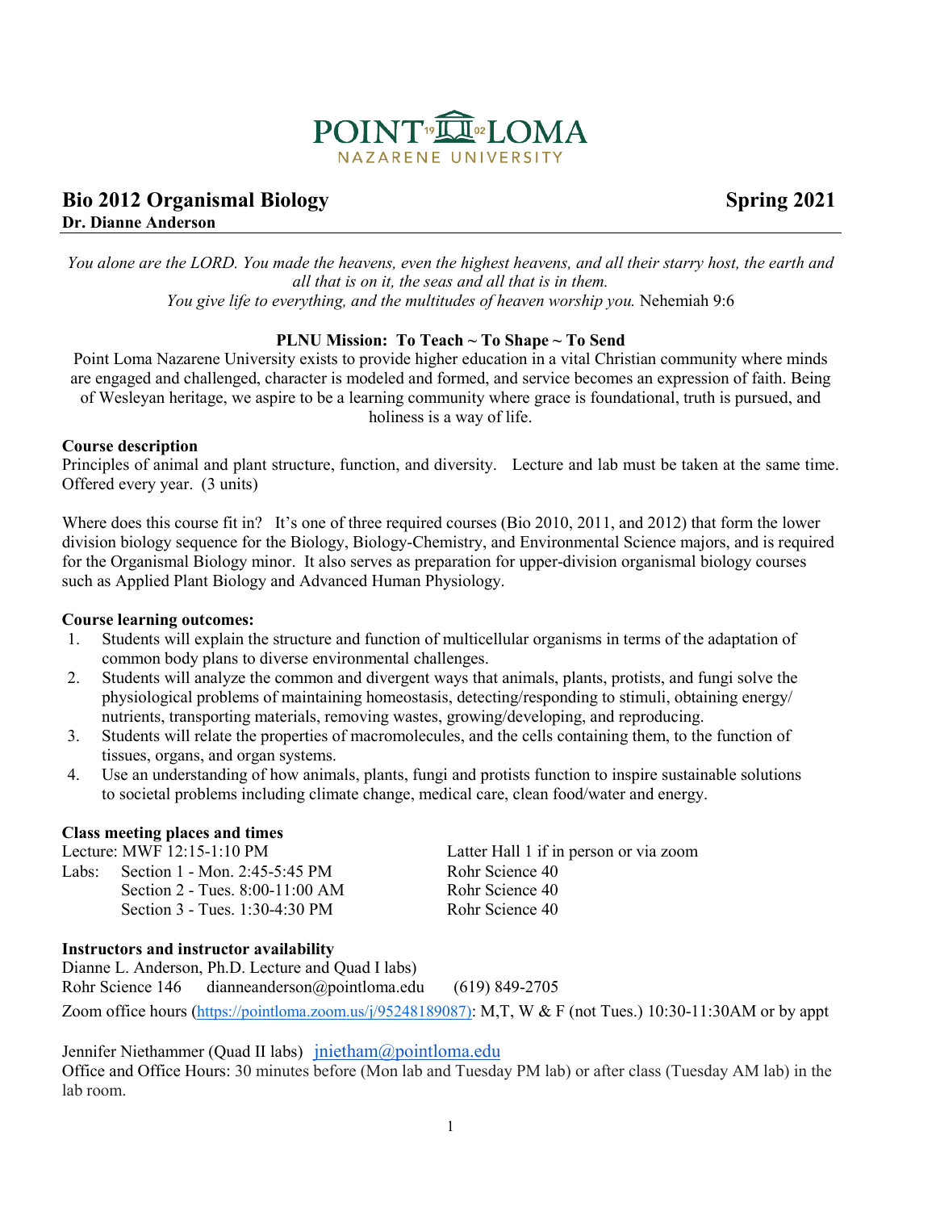# Bio 2012 Organismal Biology Spring 2021

**Dr. Dianne Anderson**

*You alone are the LORD. You made the heavens, even the highest heavens, and all their starry host, the earth and all that is on it, the seas and all that is in them.*
*You give life to everything, and the multitudes of heaven worship you.* Nehemiah 9:6

**PLNU Mission: To Teach ~ To Shape ~ To Send**

Point Loma Nazarene University exists to provide higher education in a vital Christian community where minds are engaged and challenged, character is modeled and formed, and service becomes an expression of faith. Being of Wesleyan heritage, we aspire to be a learning community where grace is foundational, truth is pursued, and holiness is a way of life.

**Course description**

Principles of animal and plant structure, function, and diversity. Lecture and lab must be taken at the same time. Offered every year. (3 units)

Where does this course fit in? It's one of three required courses (Bio 2010, 2011, and 2012) that form the lower division biology sequence for the Biology, Biology-Chemistry, and Environmental Science majors, and is required for the Organismal Biology minor. It also serves as preparation for upper-division organismal biology courses such as Applied Plant Biology and Advanced Human Physiology.

**Course learning outcomes:**

1. Students will explain the structure and function of multicellular organisms in terms of the adaptation of common body plans to diverse environmental challenges.
2. Students will analyze the common and divergent ways that animals, plants, protists, and fungi solve the physiological problems of maintaining homeostasis, detecting/responding to stimuli, obtaining energy/ nutrients, transporting materials, removing wastes, growing/developing, and reproducing.
3. Students will relate the properties of macromolecules, and the cells containing them, to the function of tissues, organs, and organ systems.
4. Use an understanding of how animals, plants, fungi and protists function to inspire sustainable solutions to societal problems including climate change, medical care, clean food/water and energy.

**Class meeting places and times**

| | | |
|---|---|---|
| Lecture: | MWF 12:15-1:10 PM | Latter Hall 1 if in person or via zoom |
| Labs: | Section 1 - Mon. 2:45-5:45 PM | Rohr Science 40 |
| | Section 2 - Tues. 8:00-11:00 AM | Rohr Science 40 |
| | Section 3 - Tues. 1:30-4:30 PM | Rohr Science 40 |

**Instructors and instructor availability**

Dianne L. Anderson, Ph.D. Lecture and Quad I labs)
Rohr Science 146 dianneanderson@pointloma.edu (619) 849-2705
Zoom office hours (https://pointloma.zoom.us/j/95248189087): M,T, W & F (not Tues.) 10:30-11:30AM or by appt

Jennifer Niethammer (Quad II labs) jnietham@pointloma.edu
Office and Office Hours: 30 minutes before (Mon lab and Tuesday PM lab) or after class (Tuesday AM lab) in the lab room.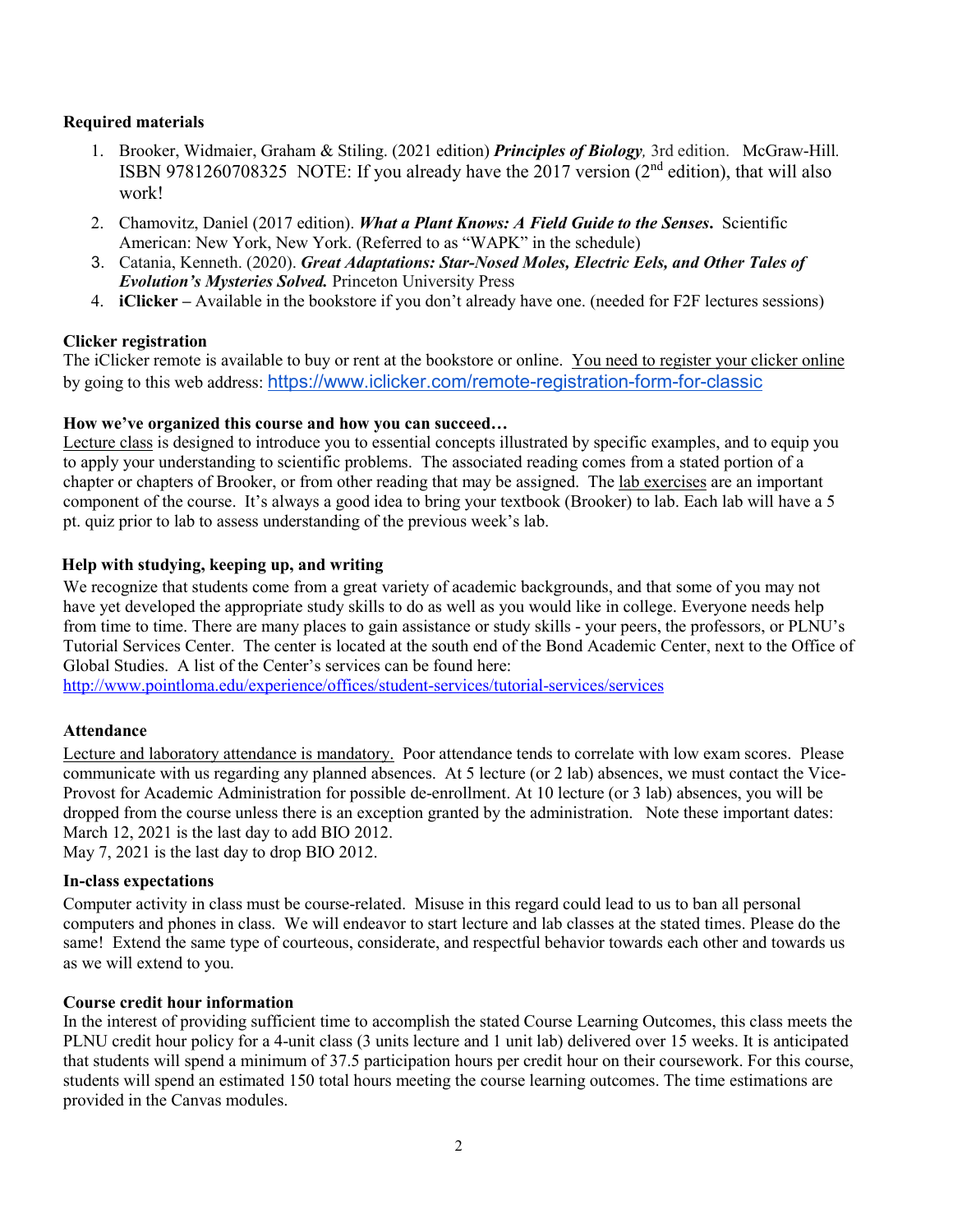### Required materials

1. Brooker, Widmaier, Graham & Stiling. (2021 edition) ***Principles of Biology**,* 3rd edition. McGraw-Hill. ISBN 9781260708325 NOTE: If you already have the 2017 version (2nd edition), that will also work!
2. Chamovitz, Daniel (2017 edition). ***What a Plant Knows: A Field Guide to the Senses*.** Scientific American: New York, New York. (Referred to as "WAPK" in the schedule)
3. Catania, Kenneth. (2020). ***Great Adaptations: Star-Nosed Moles, Electric Eels, and Other Tales of Evolution's Mysteries Solved.*** Princeton University Press
4. **iClicker –** Available in the bookstore if you don't already have one. (needed for F2F lectures sessions)

### Clicker registration

The iClicker remote is available to buy or rent at the bookstore or online. You need to register your clicker online by going to this web address: https://www.iclicker.com/remote-registration-form-for-classic

### How we've organized this course and how you can succeed…

Lecture class is designed to introduce you to essential concepts illustrated by specific examples, and to equip you to apply your understanding to scientific problems. The associated reading comes from a stated portion of a chapter or chapters of Brooker, or from other reading that may be assigned. The lab exercises are an important component of the course. It's always a good idea to bring your textbook (Brooker) to lab. Each lab will have a 5 pt. quiz prior to lab to assess understanding of the previous week's lab.

### Help with studying, keeping up, and writing

We recognize that students come from a great variety of academic backgrounds, and that some of you may not have yet developed the appropriate study skills to do as well as you would like in college. Everyone needs help from time to time. There are many places to gain assistance or study skills - your peers, the professors, or PLNU's Tutorial Services Center. The center is located at the south end of the Bond Academic Center, next to the Office of Global Studies. A list of the Center's services can be found here:
http://www.pointloma.edu/experience/offices/student-services/tutorial-services/services

### Attendance

Lecture and laboratory attendance is mandatory. Poor attendance tends to correlate with low exam scores. Please communicate with us regarding any planned absences. At 5 lecture (or 2 lab) absences, we must contact the Vice-Provost for Academic Administration for possible de-enrollment. At 10 lecture (or 3 lab) absences, you will be dropped from the course unless there is an exception granted by the administration. Note these important dates:
March 12, 2021 is the last day to add BIO 2012.
May 7, 2021 is the last day to drop BIO 2012.

### In-class expectations

Computer activity in class must be course-related. Misuse in this regard could lead to us to ban all personal computers and phones in class. We will endeavor to start lecture and lab classes at the stated times. Please do the same! Extend the same type of courteous, considerate, and respectful behavior towards each other and towards us as we will extend to you.

### Course credit hour information

In the interest of providing sufficient time to accomplish the stated Course Learning Outcomes, this class meets the PLNU credit hour policy for a 4-unit class (3 units lecture and 1 unit lab) delivered over 15 weeks. It is anticipated that students will spend a minimum of 37.5 participation hours per credit hour on their coursework. For this course, students will spend an estimated 150 total hours meeting the course learning outcomes. The time estimations are provided in the Canvas modules.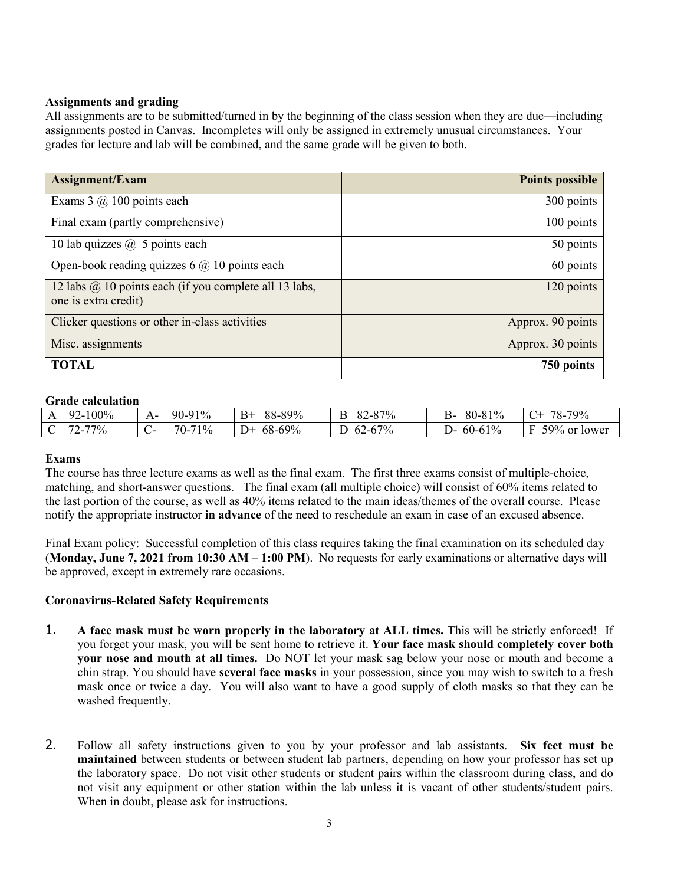**Assignments and grading**

All assignments are to be submitted/turned in by the beginning of the class session when they are due—including assignments posted in Canvas. Incompletes will only be assigned in extremely unusual circumstances. Your grades for lecture and lab will be combined, and the same grade will be given to both.

| Assignment/Exam | Points possible |
|---|---|
| Exams 3 @ 100 points each | 300 points |
| Final exam (partly comprehensive) | 100 points |
| 10 lab quizzes @ 5 points each | 50 points |
| Open-book reading quizzes 6 @ 10 points each | 60 points |
| 12 labs @ 10 points each (if you complete all 13 labs, one is extra credit) | 120 points |
| Clicker questions or other in-class activities | Approx. 90 points |
| Misc. assignments | Approx. 30 points |
| **TOTAL** | **750 points** |

**Grade calculation**

| A 92-100% | A- 90-91% | B+ 88-89% | B 82-87% | B- 80-81% | C+ 78-79% |
|---|---|---|---|---|---|
| C 72-77% | C- 70-71% | D+ 68-69% | D 62-67% | D- 60-61% | F 59% or lower |

**Exams**

The course has three lecture exams as well as the final exam. The first three exams consist of multiple-choice, matching, and short-answer questions. The final exam (all multiple choice) will consist of 60% items related to the last portion of the course, as well as 40% items related to the main ideas/themes of the overall course. Please notify the appropriate instructor **in advance** of the need to reschedule an exam in case of an excused absence.

Final Exam policy: Successful completion of this class requires taking the final examination on its scheduled day (**Monday, June 7, 2021 from 10:30 AM – 1:00 PM**). No requests for early examinations or alternative days will be approved, except in extremely rare occasions.

**Coronavirus-Related Safety Requirements**

1. **A face mask must be worn properly in the laboratory at ALL times.** This will be strictly enforced! If you forget your mask, you will be sent home to retrieve it. **Your face mask should completely cover both your nose and mouth at all times.** Do NOT let your mask sag below your nose or mouth and become a chin strap. You should have **several face masks** in your possession, since you may wish to switch to a fresh mask once or twice a day. You will also want to have a good supply of cloth masks so that they can be washed frequently.

2. Follow all safety instructions given to you by your professor and lab assistants. **Six feet must be maintained** between students or between student lab partners, depending on how your professor has set up the laboratory space. Do not visit other students or student pairs within the classroom during class, and do not visit any equipment or other station within the lab unless it is vacant of other students/student pairs. When in doubt, please ask for instructions.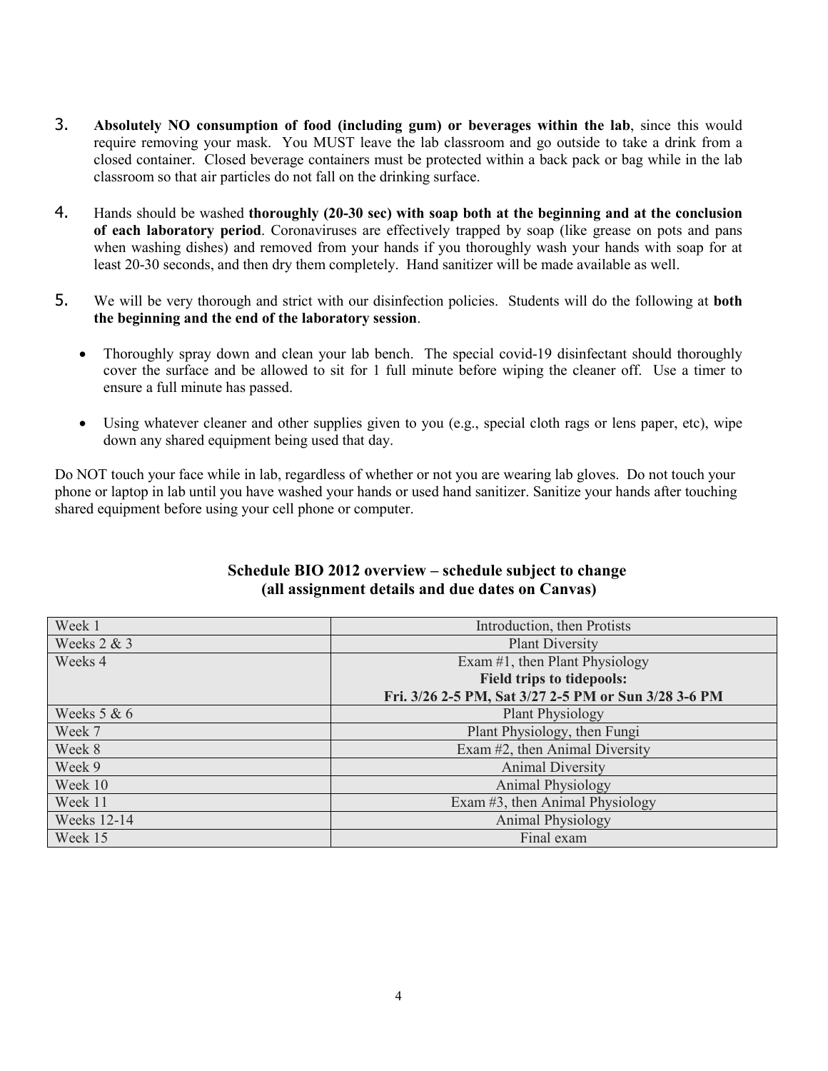3. **Absolutely NO consumption of food (including gum) or beverages within the lab**, since this would require removing your mask. You MUST leave the lab classroom and go outside to take a drink from a closed container. Closed beverage containers must be protected within a back pack or bag while in the lab classroom so that air particles do not fall on the drinking surface.

4. Hands should be washed **thoroughly (20-30 sec) with soap both at the beginning and at the conclusion of each laboratory period**. Coronaviruses are effectively trapped by soap (like grease on pots and pans when washing dishes) and removed from your hands if you thoroughly wash your hands with soap for at least 20-30 seconds, and then dry them completely. Hand sanitizer will be made available as well.

5. We will be very thorough and strict with our disinfection policies. Students will do the following at **both the beginning and the end of the laboratory session**.

   - Thoroughly spray down and clean your lab bench. The special covid-19 disinfectant should thoroughly cover the surface and be allowed to sit for 1 full minute before wiping the cleaner off. Use a timer to ensure a full minute has passed.

   - Using whatever cleaner and other supplies given to you (e.g., special cloth rags or lens paper, etc), wipe down any shared equipment being used that day.

Do NOT touch your face while in lab, regardless of whether or not you are wearing lab gloves. Do not touch your phone or laptop in lab until you have washed your hands or used hand sanitizer. Sanitize your hands after touching shared equipment before using your cell phone or computer.

## Schedule BIO 2012 overview – schedule subject to change (all assignment details and due dates on Canvas)

| Week | Topic |
|---|---|
| Week 1 | Introduction, then Protists |
| Weeks 2 & 3 | Plant Diversity |
| Weeks 4 | Exam #1, then Plant Physiology<br>**Field trips to tidepools:**<br>**Fri. 3/26 2-5 PM, Sat 3/27 2-5 PM or Sun 3/28 3-6 PM** |
| Weeks 5 & 6 | Plant Physiology |
| Week 7 | Plant Physiology, then Fungi |
| Week 8 | Exam #2, then Animal Diversity |
| Week 9 | Animal Diversity |
| Week 10 | Animal Physiology |
| Week 11 | Exam #3, then Animal Physiology |
| Weeks 12-14 | Animal Physiology |
| Week 15 | Final exam |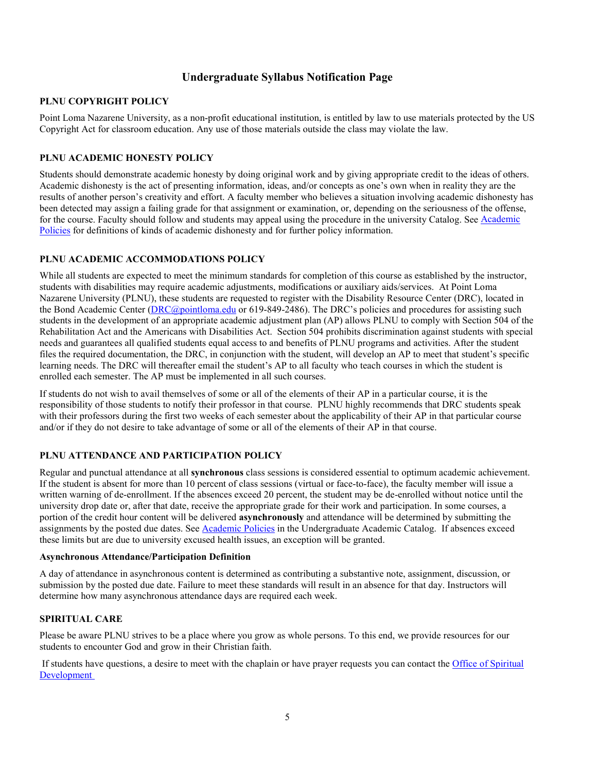## Undergraduate Syllabus Notification Page

### PLNU COPYRIGHT POLICY

Point Loma Nazarene University, as a non-profit educational institution, is entitled by law to use materials protected by the US Copyright Act for classroom education. Any use of those materials outside the class may violate the law.

### PLNU ACADEMIC HONESTY POLICY

Students should demonstrate academic honesty by doing original work and by giving appropriate credit to the ideas of others. Academic dishonesty is the act of presenting information, ideas, and/or concepts as one's own when in reality they are the results of another person's creativity and effort. A faculty member who believes a situation involving academic dishonesty has been detected may assign a failing grade for that assignment or examination, or, depending on the seriousness of the offense, for the course. Faculty should follow and students may appeal using the procedure in the university Catalog. See Academic Policies for definitions of kinds of academic dishonesty and for further policy information.

### PLNU ACADEMIC ACCOMMODATIONS POLICY

While all students are expected to meet the minimum standards for completion of this course as established by the instructor, students with disabilities may require academic adjustments, modifications or auxiliary aids/services. At Point Loma Nazarene University (PLNU), these students are requested to register with the Disability Resource Center (DRC), located in the Bond Academic Center (DRC@pointloma.edu or 619-849-2486). The DRC's policies and procedures for assisting such students in the development of an appropriate academic adjustment plan (AP) allows PLNU to comply with Section 504 of the Rehabilitation Act and the Americans with Disabilities Act. Section 504 prohibits discrimination against students with special needs and guarantees all qualified students equal access to and benefits of PLNU programs and activities. After the student files the required documentation, the DRC, in conjunction with the student, will develop an AP to meet that student's specific learning needs. The DRC will thereafter email the student's AP to all faculty who teach courses in which the student is enrolled each semester. The AP must be implemented in all such courses.

If students do not wish to avail themselves of some or all of the elements of their AP in a particular course, it is the responsibility of those students to notify their professor in that course. PLNU highly recommends that DRC students speak with their professors during the first two weeks of each semester about the applicability of their AP in that particular course and/or if they do not desire to take advantage of some or all of the elements of their AP in that course.

### PLNU ATTENDANCE AND PARTICIPATION POLICY

Regular and punctual attendance at all **synchronous** class sessions is considered essential to optimum academic achievement. If the student is absent for more than 10 percent of class sessions (virtual or face-to-face), the faculty member will issue a written warning of de-enrollment. If the absences exceed 20 percent, the student may be de-enrolled without notice until the university drop date or, after that date, receive the appropriate grade for their work and participation. In some courses, a portion of the credit hour content will be delivered **asynchronously** and attendance will be determined by submitting the assignments by the posted due dates. See Academic Policies in the Undergraduate Academic Catalog. If absences exceed these limits but are due to university excused health issues, an exception will be granted.

#### Asynchronous Attendance/Participation Definition

A day of attendance in asynchronous content is determined as contributing a substantive note, assignment, discussion, or submission by the posted due date. Failure to meet these standards will result in an absence for that day. Instructors will determine how many asynchronous attendance days are required each week.

### SPIRITUAL CARE

Please be aware PLNU strives to be a place where you grow as whole persons. To this end, we provide resources for our students to encounter God and grow in their Christian faith.

If students have questions, a desire to meet with the chaplain or have prayer requests you can contact the Office of Spiritual Development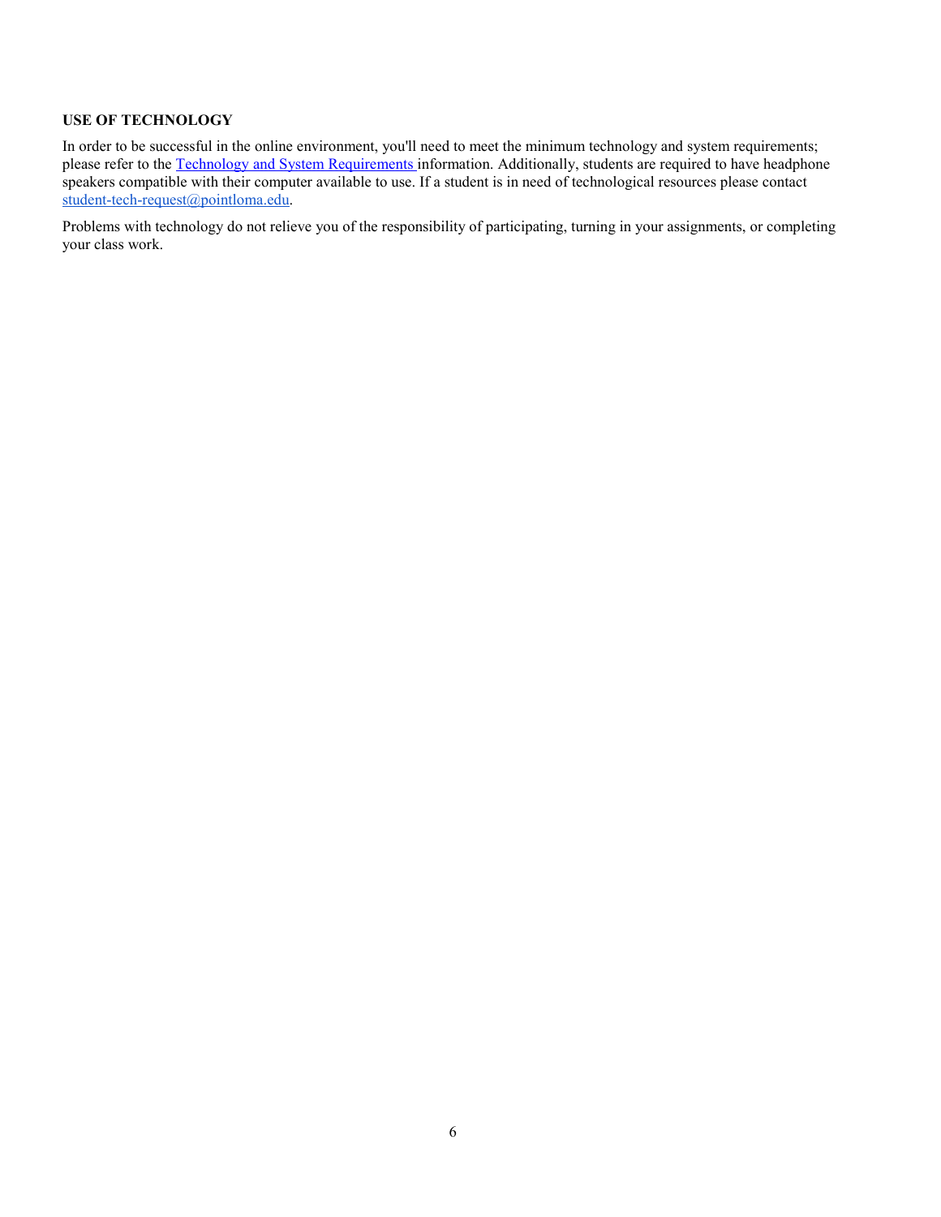**USE OF TECHNOLOGY**

In order to be successful in the online environment, you'll need to meet the minimum technology and system requirements; please refer to the Technology and System Requirements information. Additionally, students are required to have headphone speakers compatible with their computer available to use. If a student is in need of technological resources please contact student-tech-request@pointloma.edu.

Problems with technology do not relieve you of the responsibility of participating, turning in your assignments, or completing your class work.